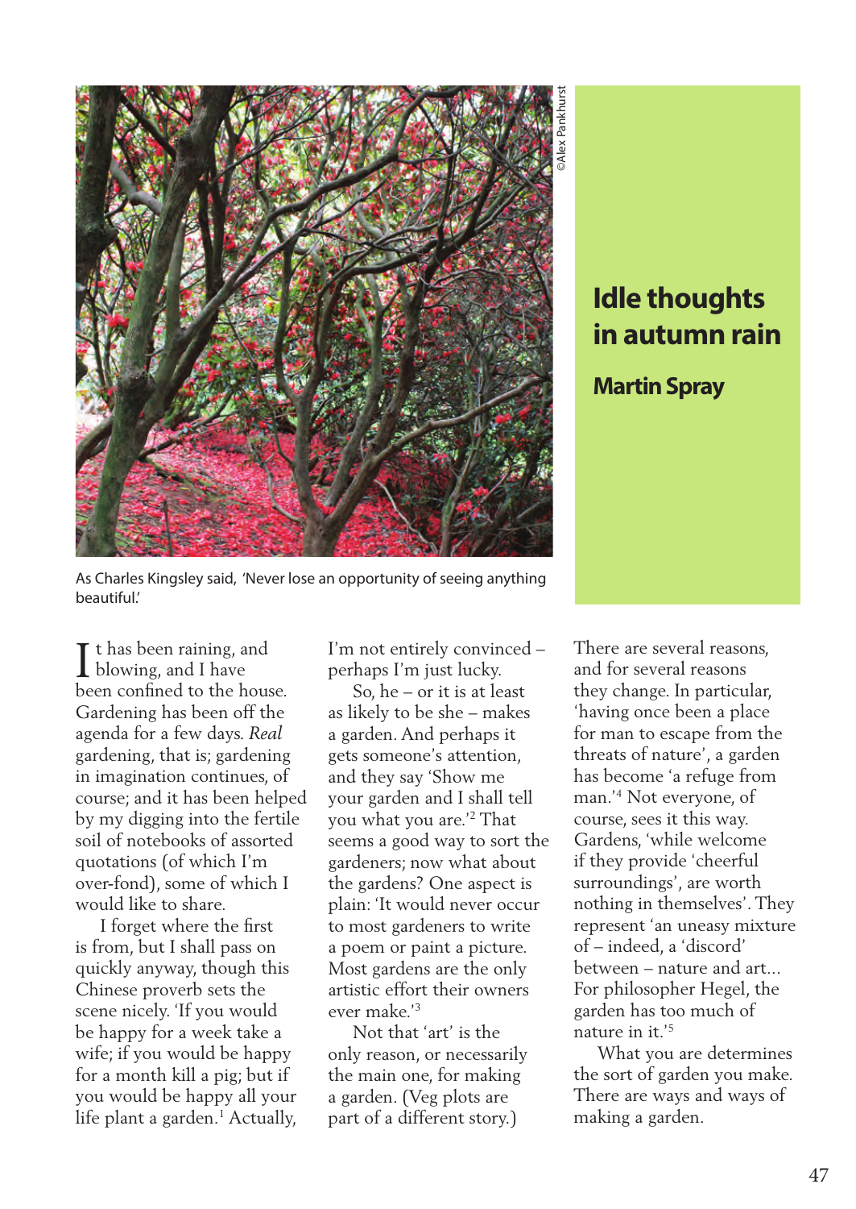# Idle thoughts in autumn rain

**Martin Spray**

©Alex Pankhurst

As Charles Kingsley said, 'Never lose an opportunity of seeing anything beautiful.'

It has been raining, and blowing, and I have been confined to the house. Gardening has been off the agenda for a few days. *Real* gardening, that is; gardening in imagination continues, of course; and it has been helped by my digging into the fertile soil of notebooks of assorted quotations (of which I'm over-fond), some of which I would like to share.

I forget where the first is from, but I shall pass on quickly anyway, though this Chinese proverb sets the scene nicely. 'If you would be happy for a week take a wife; if you would be happy for a month kill a pig; but if you would be happy all your life plant a garden.[1] Actually, I'm not entirely convinced – perhaps I'm just lucky.

So, he – or it is at least as likely to be she – makes a garden. And perhaps it gets someone's attention, and they say 'Show me your garden and I shall tell you what you are.'[2] That seems a good way to sort the gardeners; now what about the gardens? One aspect is plain: 'It would never occur to most gardeners to write a poem or paint a picture. Most gardens are the only artistic effort their owners ever make.'[3]

Not that 'art' is the only reason, or necessarily the main one, for making a garden. (Veg plots are part of a different story.) There are several reasons, and for several reasons they change. In particular, 'having once been a place for man to escape from the threats of nature', a garden has become 'a refuge from man.'[4] Not everyone, of course, sees it this way. Gardens, 'while welcome if they provide 'cheerful surroundings', are worth nothing in themselves'. They represent 'an uneasy mixture of – indeed, a 'discord' between – nature and art... For philosopher Hegel, the garden has too much of nature in it.'[5]

What you are determines the sort of garden you make. There are ways and ways of making a garden.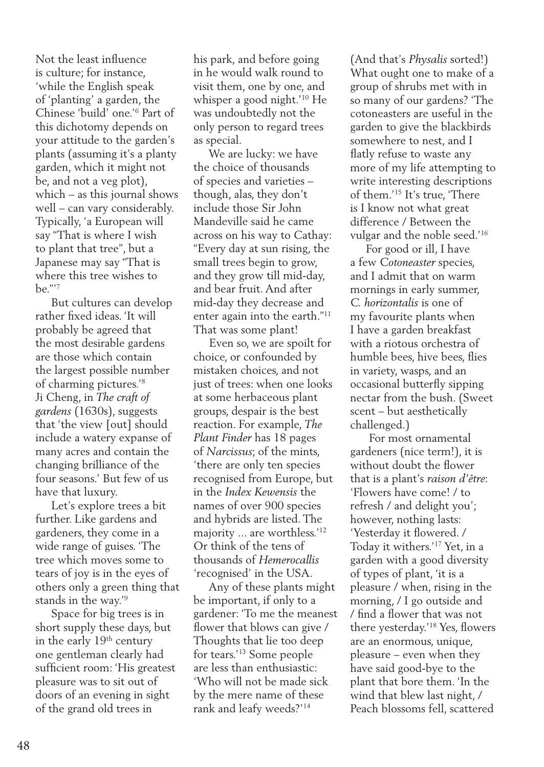Not the least influence is culture; for instance, 'while the English speak of 'planting' a garden, the Chinese 'build' one.'[6] Part of this dichotomy depends on your attitude to the garden's plants (assuming it's a planty garden, which it might not be, and not a veg plot), which – as this journal shows well – can vary considerably. Typically, 'a European will say "That is where I wish to plant that tree", but a Japanese may say "That is where this tree wishes to be."'[7]

But cultures can develop rather fixed ideas. 'It will probably be agreed that the most desirable gardens are those which contain the largest possible number of charming pictures.'[8] Ji Cheng, in *The craft of gardens* (1630s), suggests that 'the view [out] should include a watery expanse of many acres and contain the changing brilliance of the four seasons.' But few of us have that luxury.

Let's explore trees a bit further. Like gardens and gardeners, they come in a wide range of guises. 'The tree which moves some to tears of joy is in the eyes of others only a green thing that stands in the way.'[9]

Space for big trees is in short supply these days, but in the early 19th century one gentleman clearly had sufficient room: 'His greatest pleasure was to sit out of doors of an evening in sight of the grand old trees in his park, and before going in he would walk round to visit them, one by one, and whisper a good night.'[10] He was undoubtedly not the only person to regard trees as special.

We are lucky: we have the choice of thousands of species and varieties – though, alas, they don't include those Sir John Mandeville said he came across on his way to Cathay: "Every day at sun rising, the small trees begin to grow, and they grow till mid-day, and bear fruit. And after mid-day they decrease and enter again into the earth."[11] That was some plant!

Even so, we are spoilt for choice, or confounded by mistaken choices, and not just of trees: when one looks at some herbaceous plant groups, despair is the best reaction. For example, *The Plant Finder* has 18 pages of *Narcissus*; of the mints, 'there are only ten species recognised from Europe, but in the *Index Kewensis* the names of over 900 species and hybrids are listed. The majority ... are worthless.'[12] Or think of the tens of thousands of *Hemerocallis* 'recognised' in the USA.

Any of these plants might be important, if only to a gardener: 'To me the meanest flower that blows can give / Thoughts that lie too deep for tears.'[13] Some people are less than enthusiastic: 'Who will not be made sick by the mere name of these rank and leafy weeds?'[14] (And that's *Physalis* sorted!) What ought one to make of a group of shrubs met with in so many of our gardens? 'The cotoneasters are useful in the garden to give the blackbirds somewhere to nest, and I flatly refuse to waste any more of my life attempting to write interesting descriptions of them.'[15] It's true, 'There is I know not what great difference / Between the vulgar and the noble seed.'[16]

For good or ill, I have a few *Cotoneaster* species, and I admit that on warm mornings in early summer, *C. horizontalis* is one of my favourite plants when I have a garden breakfast with a riotous orchestra of humble bees, hive bees, flies in variety, wasps, and an occasional butterfly sipping nectar from the bush. (Sweet scent – but aesthetically challenged.)

For most ornamental gardeners (nice term!), it is without doubt the flower that is a plant's *raison d'être*: 'Flowers have come! / to refresh / and delight you'; however, nothing lasts: 'Yesterday it flowered. / Today it withers.'[17] Yet, in a garden with a good diversity of types of plant, 'it is a pleasure / when, rising in the morning, / I go outside and / find a flower that was not there yesterday.'[18] Yes, flowers are an enormous, unique, pleasure – even when they have said good-bye to the plant that bore them. 'In the wind that blew last night, / Peach blossoms fell, scattered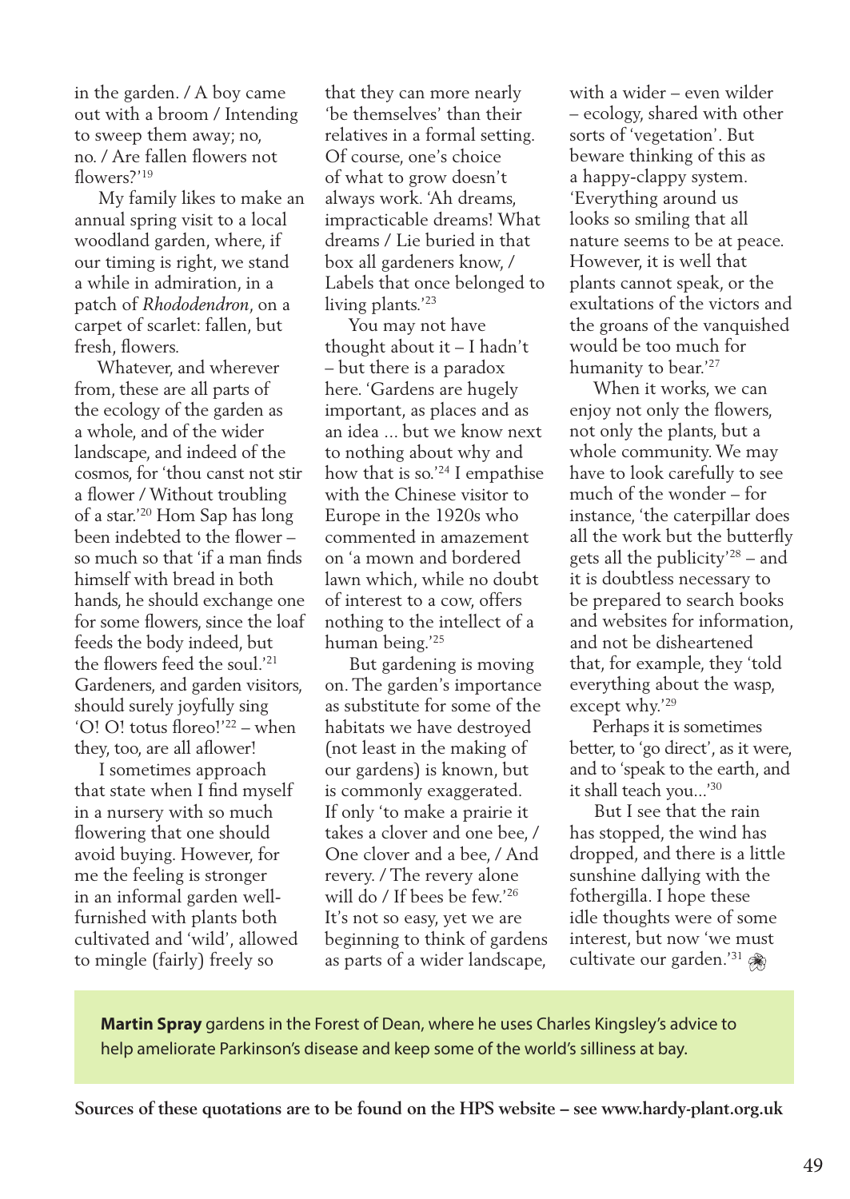in the garden. / A boy came out with a broom / Intending to sweep them away; no, no. / Are fallen flowers not flowers?'[19]

My family likes to make an annual spring visit to a local woodland garden, where, if our timing is right, we stand a while in admiration, in a patch of *Rhododendron*, on a carpet of scarlet: fallen, but fresh, flowers.

Whatever, and wherever from, these are all parts of the ecology of the garden as a whole, and of the wider landscape, and indeed of the cosmos, for 'thou canst not stir a flower / Without troubling of a star.'[20] Hom Sap has long been indebted to the flower – so much so that 'if a man finds himself with bread in both hands, he should exchange one for some flowers, since the loaf feeds the body indeed, but the flowers feed the soul.'[21] Gardeners, and garden visitors, should surely joyfully sing 'O! O! totus floreo!'[22] – when they, too, are all aflower!

I sometimes approach that state when I find myself in a nursery with so much flowering that one should avoid buying. However, for me the feeling is stronger in an informal garden well-furnished with plants both cultivated and 'wild', allowed to mingle (fairly) freely so that they can more nearly 'be themselves' than their relatives in a formal setting. Of course, one's choice of what to grow doesn't always work. 'Ah dreams, impracticable dreams! What dreams / Lie buried in that box all gardeners know, / Labels that once belonged to living plants.'[23]

You may not have thought about it – I hadn't – but there is a paradox here. 'Gardens are hugely important, as places and as an idea ... but we know next to nothing about why and how that is so.'[24] I empathise with the Chinese visitor to Europe in the 1920s who commented in amazement on 'a mown and bordered lawn which, while no doubt of interest to a cow, offers nothing to the intellect of a human being.'[25]

But gardening is moving on. The garden's importance as substitute for some of the habitats we have destroyed (not least in the making of our gardens) is known, but is commonly exaggerated. If only 'to make a prairie it takes a clover and one bee, / One clover and a bee, / And revery. / The revery alone will do / If bees be few.'[26] It's not so easy, yet we are beginning to think of gardens as parts of a wider landscape, with a wider – even wilder – ecology, shared with other sorts of 'vegetation'. But beware thinking of this as a happy-clappy system. 'Everything around us looks so smiling that all nature seems to be at peace. However, it is well that plants cannot speak, or the exultations of the victors and the groans of the vanquished would be too much for humanity to bear.'[27]

When it works, we can enjoy not only the flowers, not only the plants, but a whole community. We may have to look carefully to see much of the wonder – for instance, 'the caterpillar does all the work but the butterfly gets all the publicity'[28] – and it is doubtless necessary to be prepared to search books and websites for information, and not be disheartened that, for example, they 'told everything about the wasp, except why.'[29]

Perhaps it is sometimes better, to 'go direct', as it were, and to 'speak to the earth, and it shall teach you...'[30]

But I see that the rain has stopped, the wind has dropped, and there is a little sunshine dallying with the fothergilla. I hope these idle thoughts were of some interest, but now 'we must cultivate our garden.'[31]

**Martin Spray** gardens in the Forest of Dean, where he uses Charles Kingsley's advice to help ameliorate Parkinson's disease and keep some of the world's silliness at bay.

**Sources of these quotations are to be found on the HPS website – see www.hardy-plant.org.uk**